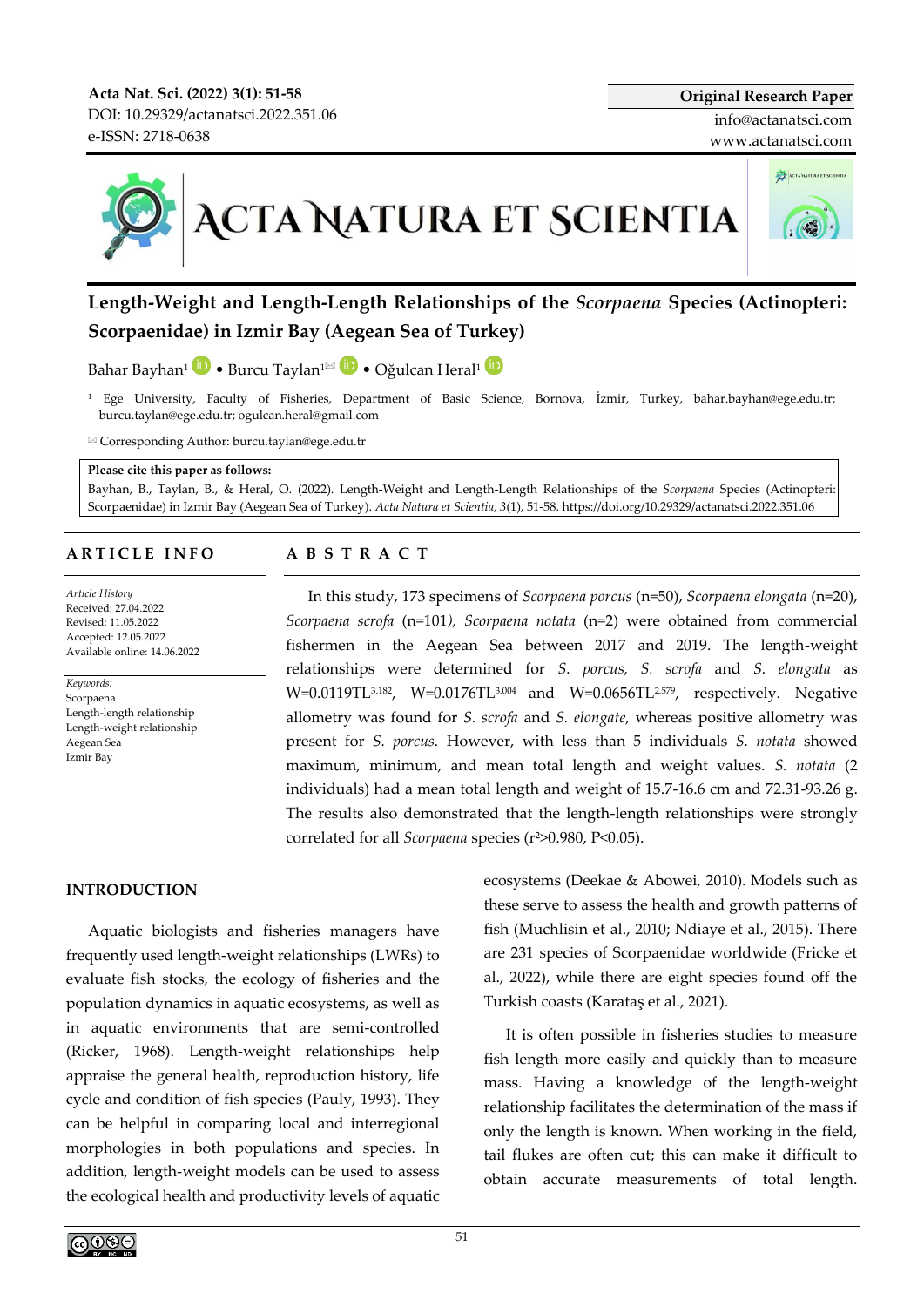Original Research Paper

# Length-Weight and Length-Length Relationships of the *Scorpaena* Species (Actinopteri: Scorpaenidae) in Izmir Bay (Aegean Sea of Turkey)

Bahar Bayhan[1] • Burcu Taylan[1] • Oğulcan Heral[1]

[1] Ege University, Faculty of Fisheries, Department of Basic Science, Bornova, İzmir, Turkey, bahar.bayhan@ege.edu.tr; burcu.taylan@ege.edu.tr; ogulcan.heral@gmail.com

Corresponding Author: burcu.taylan@ege.edu.tr

**Please cite this paper as follows:**
Bayhan, B., Taylan, B., & Heral, O. (2022). Length-Weight and Length-Length Relationships of the *Scorpaena* Species (Actinopteri: Scorpaenidae) in Izmir Bay (Aegean Sea of Turkey). *Acta Natura et Scientia*, 3(1), 51-58. https://doi.org/10.29329/actanatsci.2022.351.06

## ARTICLE INFO

*Article History*
Received: 27.04.2022
Revised: 11.05.2022
Accepted: 12.05.2022
Available online: 14.06.2022

*Keywords:*
Scorpaena
Length-length relationship
Length-weight relationship
Aegean Sea
Izmir Bay

## ABSTRACT

In this study, 173 specimens of *Scorpaena porcus* (n=50), *Scorpaena elongata* (n=20), *Scorpaena scrofa* (n=101), *Scorpaena notata* (n=2) were obtained from commercial fishermen in the Aegean Sea between 2017 and 2019. The length-weight relationships were determined for *S. porcus, S. scrofa* and *S. elongata* as $W=0.0119TL^{3.182}$, $W=0.0176TL^{3.004}$ and $W=0.0656TL^{2.579}$, respectively. Negative allometry was found for *S. scrofa* and *S. elongate*, whereas positive allometry was present for *S. porcus.* However, with less than 5 individuals *S. notata* showed maximum, minimum, and mean total length and weight values. *S. notata* (2 individuals) had a mean total length and weight of 15.7-16.6 cm and 72.31-93.26 g. The results also demonstrated that the length-length relationships were strongly correlated for all *Scorpaena* species ($r^2>0.980$, $P<0.05$).

## INTRODUCTION

Aquatic biologists and fisheries managers have frequently used length-weight relationships (LWRs) to evaluate fish stocks, the ecology of fisheries and the population dynamics in aquatic ecosystems, as well as in aquatic environments that are semi-controlled (Ricker, 1968). Length-weight relationships help appraise the general health, reproduction history, life cycle and condition of fish species (Pauly, 1993). They can be helpful in comparing local and interregional morphologies in both populations and species. In addition, length-weight models can be used to assess the ecological health and productivity levels of aquatic ecosystems (Deekae & Abowei, 2010). Models such as these serve to assess the health and growth patterns of fish (Muchlisin et al., 2010; Ndiaye et al., 2015). There are 231 species of Scorpaenidae worldwide (Fricke et al., 2022), while there are eight species found off the Turkish coasts (Karataş et al., 2021).

It is often possible in fisheries studies to measure fish length more easily and quickly than to measure mass. Having a knowledge of the length-weight relationship facilitates the determination of the mass if only the length is known. When working in the field, tail flukes are often cut; this can make it difficult to obtain accurate measurements of total length.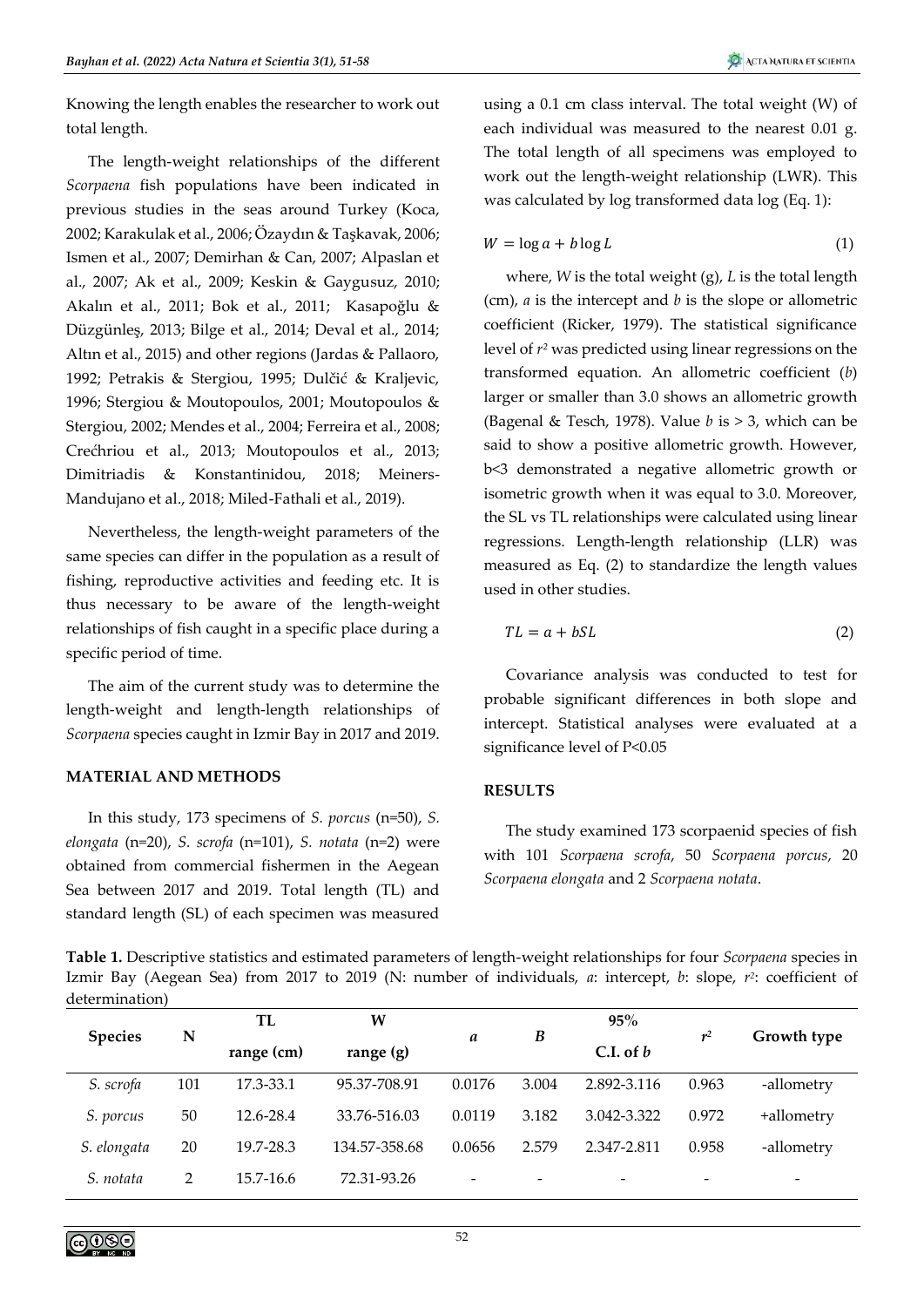Knowing the length enables the researcher to work out total length.

The length-weight relationships of the different *Scorpaena* fish populations have been indicated in previous studies in the seas around Turkey (Koca, 2002; Karakulak et al., 2006; Özaydın & Taşkavak, 2006; Ismen et al., 2007; Demirhan & Can, 2007; Alpaslan et al., 2007; Ak et al., 2009; Keskin & Gaygusuz, 2010; Akalın et al., 2011; Bok et al., 2011; Kasapoğlu & Düzgüneş, 2013; Bilge et al., 2014; Deval et al., 2014; Altın et al., 2015) and other regions (Jardas & Pallaoro, 1992; Petrakis & Stergiou, 1995; Dulčić & Kraljevic, 1996; Stergiou & Moutopoulos, 2001; Moutopoulos & Stergiou, 2002; Mendes et al., 2004; Ferreira et al., 2008; Crećhriou et al., 2013; Moutopoulos et al., 2013; Dimitriadis & Konstantinidou, 2018; Meiners-Mandujano et al., 2018; Miled-Fathali et al., 2019).

Nevertheless, the length-weight parameters of the same species can differ in the population as a result of fishing, reproductive activities and feeding etc. It is thus necessary to be aware of the length-weight relationships of fish caught in a specific place during a specific period of time.

The aim of the current study was to determine the length-weight and length-length relationships of *Scorpaena* species caught in Izmir Bay in 2017 and 2019.

## MATERIAL AND METHODS

In this study, 173 specimens of *S. porcus* (n=50), *S. elongata* (n=20), *S. scrofa* (n=101), *S. notata* (n=2) were obtained from commercial fishermen in the Aegean Sea between 2017 and 2019. Total length (TL) and standard length (SL) of each specimen was measured using a 0.1 cm class interval. The total weight (W) of each individual was measured to the nearest 0.01 g. The total length of all specimens was employed to work out the length-weight relationship (LWR). This was calculated by log transformed data log (Eq. 1):

$$W = \log a + b \log L \qquad (1)$$

where, *W* is the total weight (g), *L* is the total length (cm), *a* is the intercept and *b* is the slope or allometric coefficient (Ricker, 1979). The statistical significance level of $r^2$ was predicted using linear regressions on the transformed equation. An allometric coefficient ($b$) larger or smaller than 3.0 shows an allometric growth (Bagenal & Tesch, 1978). Value $b$ is $> 3$, which can be said to show a positive allometric growth. However, $b<3$ demonstrated a negative allometric growth or isometric growth when it was equal to 3.0. Moreover, the SL vs TL relationships were calculated using linear regressions. Length-length relationship (LLR) was measured as Eq. (2) to standardize the length values used in other studies.

$$TL = a + bSL \qquad (2)$$

Covariance analysis was conducted to test for probable significant differences in both slope and intercept. Statistical analyses were evaluated at a significance level of $P<0.05$

## RESULTS

The study examined 173 scorpaenid species of fish with 101 *Scorpaena scrofa*, 50 *Scorpaena porcus*, 20 *Scorpaena elongata* and 2 *Scorpaena notata*.

**Table 1.** Descriptive statistics and estimated parameters of length-weight relationships for four *Scorpaena* species in Izmir Bay (Aegean Sea) from 2017 to 2019 (N: number of individuals, *a*: intercept, *b*: slope, $r^2$: coefficient of determination)

| Species | N | TL range (cm) | W range (g) | *a* | *B* | 95% C.I. of *b* | $r^2$ | Growth type |
|---|---|---|---|---|---|---|---|---|
| *S. scrofa* | 101 | 17.3-33.1 | 95.37-708.91 | 0.0176 | 3.004 | 2.892-3.116 | 0.963 | -allometry |
| *S. porcus* | 50 | 12.6-28.4 | 33.76-516.03 | 0.0119 | 3.182 | 3.042-3.322 | 0.972 | +allometry |
| *S. elongata* | 20 | 19.7-28.3 | 134.57-358.68 | 0.0656 | 2.579 | 2.347-2.811 | 0.958 | -allometry |
| *S. notata* | 2 | 15.7-16.6 | 72.31-93.26 | - | - | - | - | - |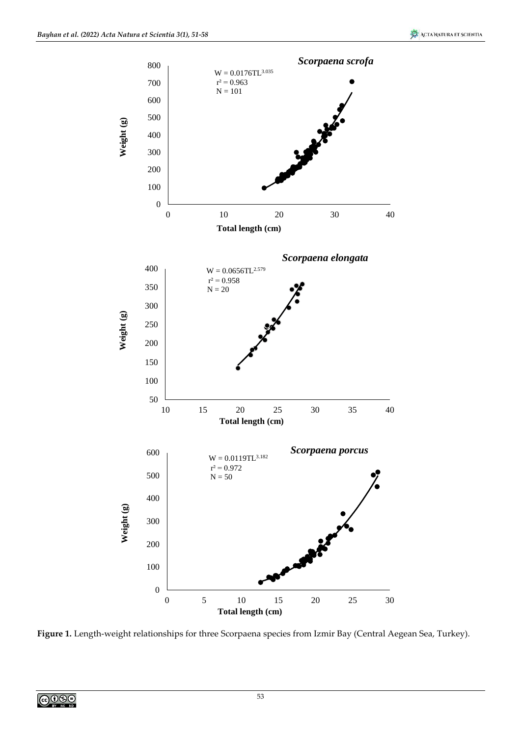**Figure 1.** Length-weight relationships for three Scorpaena species from Izmir Bay (Central Aegean Sea, Turkey).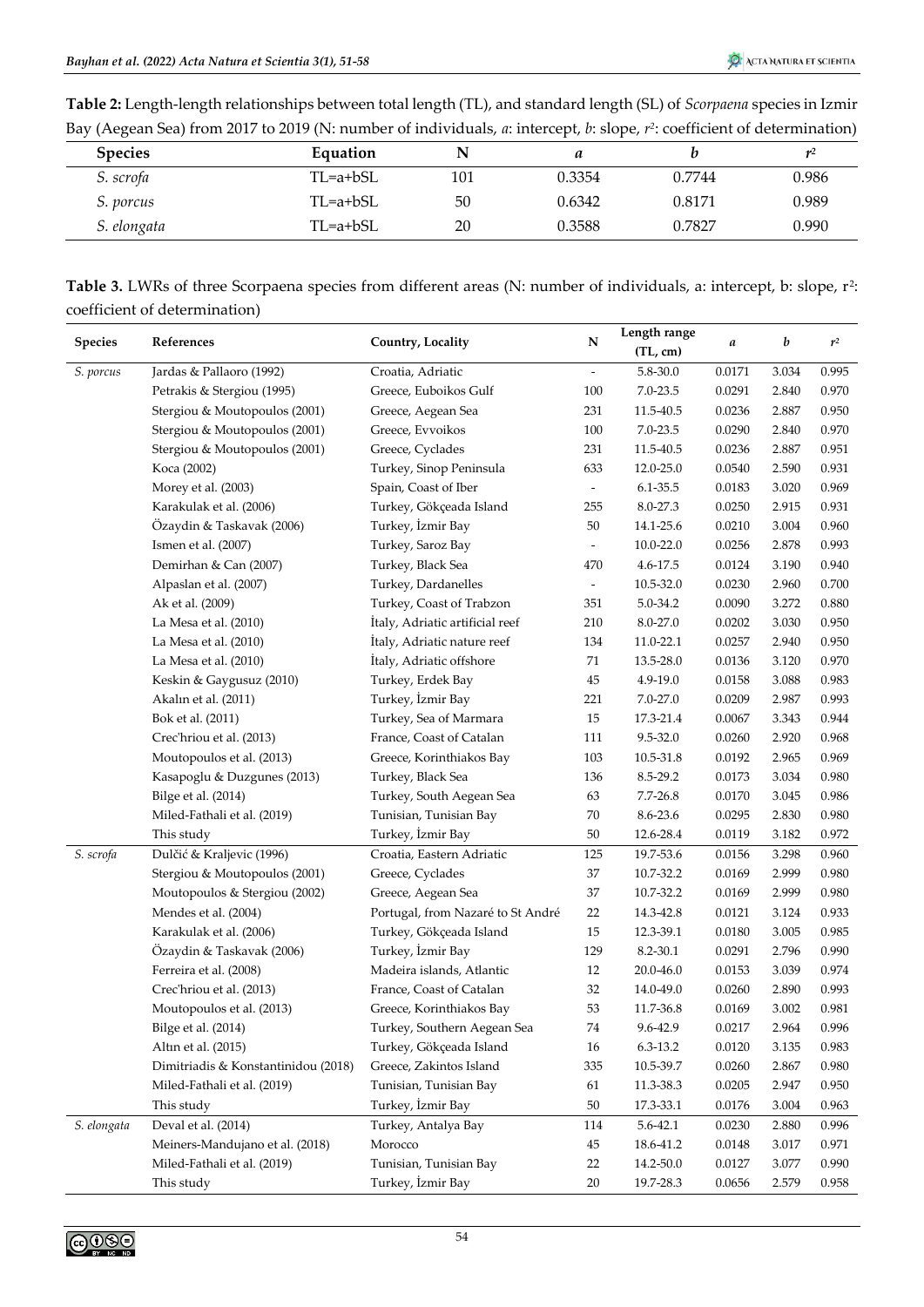**Table 2:** Length-length relationships between total length (TL), and standard length (SL) of *Scorpaena* species in Izmir Bay (Aegean Sea) from 2017 to 2019 (N: number of individuals, *a*: intercept, *b*: slope, $r^2$: coefficient of determination)

| Species | Equation | N | *a* | *b* | $r^2$ |
|---|---|---|---|---|---|
| *S. scrofa* | TL=a+bSL | 101 | 0.3354 | 0.7744 | 0.986 |
| *S. porcus* | TL=a+bSL | 50 | 0.6342 | 0.8171 | 0.989 |
| *S. elongata* | TL=a+bSL | 20 | 0.3588 | 0.7827 | 0.990 |

**Table 3.** LWRs of three Scorpaena species from different areas (N: number of individuals, a: intercept, b: slope, $r^2$: coefficient of determination)

| Species | References | Country, Locality | N | Length range (TL, cm) | *a* | *b* | $r^2$ |
|---|---|---|---|---|---|---|---|
| *S. porcus* | Jardas & Pallaoro (1992) | Croatia, Adriatic | - | 5.8-30.0 | 0.0171 | 3.034 | 0.995 |
| | Petrakis & Stergiou (1995) | Greece, Euboikos Gulf | 100 | 7.0-23.5 | 0.0291 | 2.840 | 0.970 |
| | Stergiou & Moutopoulos (2001) | Greece, Aegean Sea | 231 | 11.5-40.5 | 0.0236 | 2.887 | 0.950 |
| | Stergiou & Moutopoulos (2001) | Greece, Evvoikos | 100 | 7.0-23.5 | 0.0290 | 2.840 | 0.970 |
| | Stergiou & Moutopoulos (2001) | Greece, Cyclades | 231 | 11.5-40.5 | 0.0236 | 2.887 | 0.951 |
| | Koca (2002) | Turkey, Sinop Peninsula | 633 | 12.0-25.0 | 0.0540 | 2.590 | 0.931 |
| | Morey et al. (2003) | Spain, Coast of Iber | - | 6.1-35.5 | 0.0183 | 3.020 | 0.969 |
| | Karakulak et al. (2006) | Turkey, Gökçeada Island | 255 | 8.0-27.3 | 0.0250 | 2.915 | 0.931 |
| | Özaydin & Taskavak (2006) | Turkey, İzmir Bay | 50 | 14.1-25.6 | 0.0210 | 3.004 | 0.960 |
| | Ismen et al. (2007) | Turkey, Saroz Bay | - | 10.0-22.0 | 0.0256 | 2.878 | 0.993 |
| | Demirhan & Can (2007) | Turkey, Black Sea | 470 | 4.6-17.5 | 0.0124 | 3.190 | 0.940 |
| | Alpaslan et al. (2007) | Turkey, Dardanelles | - | 10.5-32.0 | 0.0230 | 2.960 | 0.700 |
| | Ak et al. (2009) | Turkey, Coast of Trabzon | 351 | 5.0-34.2 | 0.0090 | 3.272 | 0.880 |
| | La Mesa et al. (2010) | İtaly, Adriatic artificial reef | 210 | 8.0-27.0 | 0.0202 | 3.030 | 0.950 |
| | La Mesa et al. (2010) | İtaly, Adriatic nature reef | 134 | 11.0-22.1 | 0.0257 | 2.940 | 0.950 |
| | La Mesa et al. (2010) | İtaly, Adriatic offshore | 71 | 13.5-28.0 | 0.0136 | 3.120 | 0.970 |
| | Keskin & Gaygusuz (2010) | Turkey, Erdek Bay | 45 | 4.9-19.0 | 0.0158 | 3.088 | 0.983 |
| | Akalın et al. (2011) | Turkey, İzmir Bay | 221 | 7.0-27.0 | 0.0209 | 2.987 | 0.993 |
| | Bok et al. (2011) | Turkey, Sea of Marmara | 15 | 17.3-21.4 | 0.0067 | 3.343 | 0.944 |
| | Crec'hriou et al. (2013) | France, Coast of Catalan | 111 | 9.5-32.0 | 0.0260 | 2.920 | 0.968 |
| | Moutopoulos et al. (2013) | Greece, Korinthiakos Bay | 103 | 10.5-31.8 | 0.0192 | 2.965 | 0.969 |
| | Kasapoglu & Duzgunes (2013) | Turkey, Black Sea | 136 | 8.5-29.2 | 0.0173 | 3.034 | 0.980 |
| | Bilge et al. (2014) | Turkey, South Aegean Sea | 63 | 7.7-26.8 | 0.0170 | 3.045 | 0.986 |
| | Miled-Fathali et al. (2019) | Tunisian, Tunisian Bay | 70 | 8.6-23.6 | 0.0295 | 2.830 | 0.980 |
| | This study | Turkey, İzmir Bay | 50 | 12.6-28.4 | 0.0119 | 3.182 | 0.972 |
| *S. scrofa* | Dulčić & Kraljevic (1996) | Croatia, Eastern Adriatic | 125 | 19.7-53.6 | 0.0156 | 3.298 | 0.960 |
| | Stergiou & Moutopoulos (2001) | Greece, Cyclades | 37 | 10.7-32.2 | 0.0169 | 2.999 | 0.980 |
| | Moutopoulos & Stergiou (2002) | Greece, Aegean Sea | 37 | 10.7-32.2 | 0.0169 | 2.999 | 0.980 |
| | Mendes et al. (2004) | Portugal, from Nazaré to St André | 22 | 14.3-42.8 | 0.0121 | 3.124 | 0.933 |
| | Karakulak et al. (2006) | Turkey, Gökçeada Island | 15 | 12.3-39.1 | 0.0180 | 3.005 | 0.985 |
| | Özaydin & Taskavak (2006) | Turkey, İzmir Bay | 129 | 8.2-30.1 | 0.0291 | 2.796 | 0.990 |
| | Ferreira et al. (2008) | Madeira islands, Atlantic | 12 | 20.0-46.0 | 0.0153 | 3.039 | 0.974 |
| | Crec'hriou et al. (2013) | France, Coast of Catalan | 32 | 14.0-49.0 | 0.0260 | 2.890 | 0.993 |
| | Moutopoulos et al. (2013) | Greece, Korinthiakos Bay | 53 | 11.7-36.8 | 0.0169 | 3.002 | 0.981 |
| | Bilge et al. (2014) | Turkey, Southern Aegean Sea | 74 | 9.6-42.9 | 0.0217 | 2.964 | 0.996 |
| | Altın et al. (2015) | Turkey, Gökçeada Island | 16 | 6.3-13.2 | 0.0120 | 3.135 | 0.983 |
| | Dimitriadis & Konstantinidou (2018) | Greece, Zakintos Island | 335 | 10.5-39.7 | 0.0260 | 2.867 | 0.980 |
| | Miled-Fathali et al. (2019) | Tunisian, Tunisian Bay | 61 | 11.3-38.3 | 0.0205 | 2.947 | 0.950 |
| | This study | Turkey, İzmir Bay | 50 | 17.3-33.1 | 0.0176 | 3.004 | 0.963 |
| *S. elongata* | Deval et al. (2014) | Turkey, Antalya Bay | 114 | 5.6-42.1 | 0.0230 | 2.880 | 0.996 |
| | Meiners-Mandujano et al. (2018) | Morocco | 45 | 18.6-41.2 | 0.0148 | 3.017 | 0.971 |
| | Miled-Fathali et al. (2019) | Tunisian, Tunisian Bay | 22 | 14.2-50.0 | 0.0127 | 3.077 | 0.990 |
| | This study | Turkey, İzmir Bay | 20 | 19.7-28.3 | 0.0656 | 2.579 | 0.958 |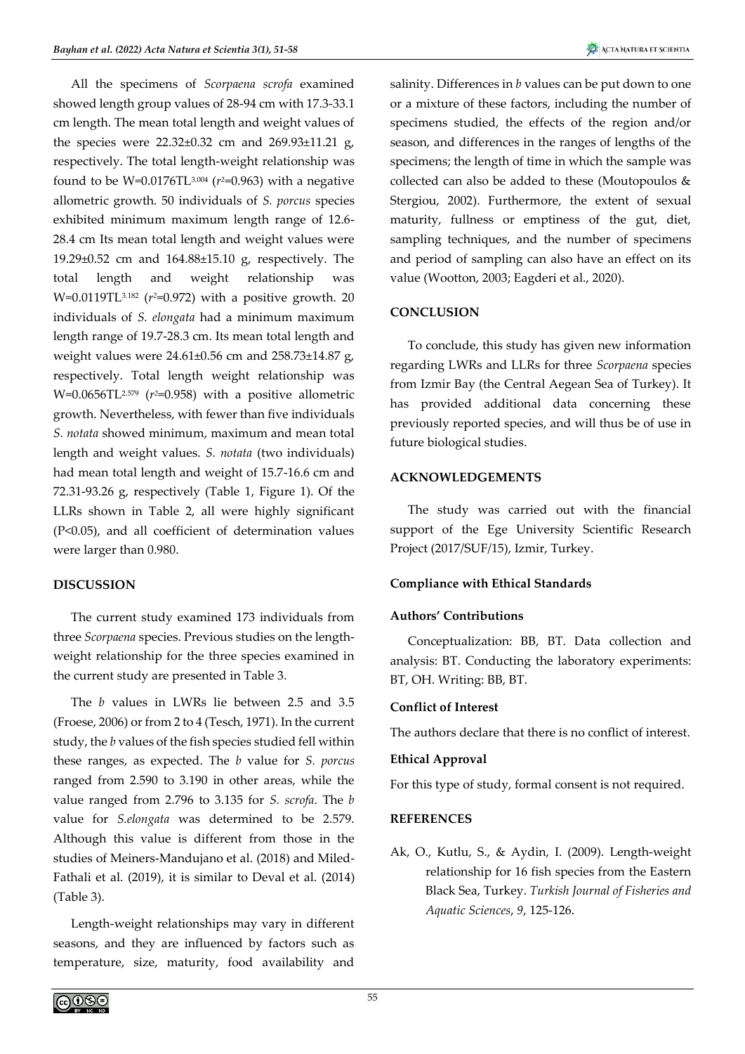All the specimens of *Scorpaena scrofa* examined showed length group values of 28-94 cm with 17.3-33.1 cm length. The mean total length and weight values of the species were 22.32±0.32 cm and 269.93±11.21 g, respectively. The total length-weight relationship was found to be $W=0.0176TL^{3.004}$ ($r^2$=0.963) with a negative allometric growth. 50 individuals of *S. porcus* species exhibited minimum maximum length range of 12.6-28.4 cm Its mean total length and weight values were 19.29±0.52 cm and 164.88±15.10 g, respectively. The total length and weight relationship was $W=0.0119TL^{3.182}$ ($r^2$=0.972) with a positive growth. 20 individuals of *S. elongata* had a minimum maximum length range of 19.7-28.3 cm. Its mean total length and weight values were 24.61±0.56 cm and 258.73±14.87 g, respectively. Total length weight relationship was $W=0.0656TL^{2.579}$ ($r^2$=0.958) with a positive allometric growth. Nevertheless, with fewer than five individuals *S. notata* showed minimum, maximum and mean total length and weight values. *S. notata* (two individuals) had mean total length and weight of 15.7-16.6 cm and 72.31-93.26 g, respectively (Table 1, Figure 1). Of the LLRs shown in Table 2, all were highly significant ($P<0.05$), and all coefficient of determination values were larger than 0.980.

## DISCUSSION

The current study examined 173 individuals from three *Scorpaena* species. Previous studies on the length-weight relationship for the three species examined in the current study are presented in Table 3.

The *b* values in LWRs lie between 2.5 and 3.5 (Froese, 2006) or from 2 to 4 (Tesch, 1971). In the current study, the *b* values of the fish species studied fell within these ranges, as expected. The *b* value for *S. porcus* ranged from 2.590 to 3.190 in other areas, while the value ranged from 2.796 to 3.135 for *S. scrofa*. The *b* value for *S.elongata* was determined to be 2.579. Although this value is different from those in the studies of Meiners-Mandujano et al. (2018) and Miled-Fathali et al. (2019), it is similar to Deval et al. (2014) (Table 3).

Length-weight relationships may vary in different seasons, and they are influenced by factors such as temperature, size, maturity, food availability and salinity. Differences in *b* values can be put down to one or a mixture of these factors, including the number of specimens studied, the effects of the region and/or season, and differences in the ranges of lengths of the specimens; the length of time in which the sample was collected can also be added to these (Moutopoulos & Stergiou, 2002). Furthermore, the extent of sexual maturity, fullness or emptiness of the gut, diet, sampling techniques, and the number of specimens and period of sampling can also have an effect on its value (Wootton, 2003; Eagderi et al., 2020).

## CONCLUSION

To conclude, this study has given new information regarding LWRs and LLRs for three *Scorpaena* species from Izmir Bay (the Central Aegean Sea of Turkey). It has provided additional data concerning these previously reported species, and will thus be of use in future biological studies.

## ACKNOWLEDGEMENTS

The study was carried out with the financial support of the Ege University Scientific Research Project (2017/SUF/15), Izmir, Turkey.

### Compliance with Ethical Standards

#### Authors' Contributions

Conceptualization: BB, BT. Data collection and analysis: BT. Conducting the laboratory experiments: BT, OH. Writing: BB, BT.

#### Conflict of Interest

The authors declare that there is no conflict of interest.

#### Ethical Approval

For this type of study, formal consent is not required.

## REFERENCES

Ak, O., Kutlu, S., & Aydin, I. (2009). Length-weight relationship for 16 fish species from the Eastern Black Sea, Turkey. *Turkish Journal of Fisheries and Aquatic Sciences*, *9*, 125-126.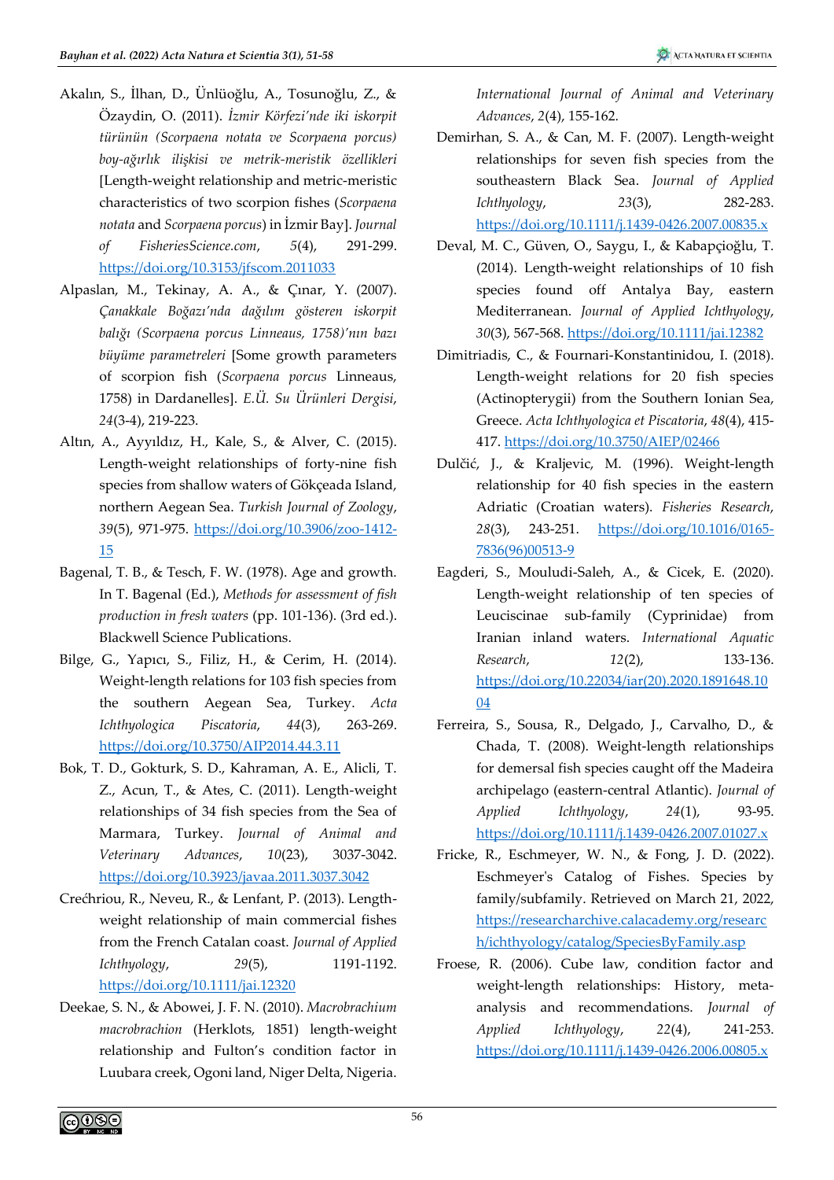Akalın, S., İlhan, D., Ünlüoğlu, A., Tosunoğlu, Z., & Özaydin, O. (2011). *İzmir Körfezi'nde iki iskorpit türünün (Scorpaena notata ve Scorpaena porcus) boy-ağırlık ilişkisi ve metrik-meristik özellikleri* [Length-weight relationship and metric-meristic characteristics of two scorpion fishes (*Scorpaena notata* and *Scorpaena porcus*) in İzmir Bay]. *Journal of FisheriesScience.com*, *5*(4), 291-299. https://doi.org/10.3153/jfscom.2011033

Alpaslan, M., Tekinay, A. A., & Çınar, Y. (2007). *Çanakkale Boğazı'nda dağılım gösteren iskorpit balığı (Scorpaena porcus Linneaus, 1758)'nın bazı büyüme parametreleri* [Some growth parameters of scorpion fish (*Scorpaena porcus* Linneaus, 1758) in Dardanelles]. *E.Ü. Su Ürünleri Dergisi*, *24*(3-4), 219-223.

Altın, A., Ayyıldız, H., Kale, S., & Alver, C. (2015). Length-weight relationships of forty-nine fish species from shallow waters of Gökçeada Island, northern Aegean Sea. *Turkish Journal of Zoology*, *39*(5), 971-975. https://doi.org/10.3906/zoo-1412-15

Bagenal, T. B., & Tesch, F. W. (1978). Age and growth. In T. Bagenal (Ed.), *Methods for assessment of fish production in fresh waters* (pp. 101-136). (3rd ed.). Blackwell Science Publications.

Bilge, G., Yapıcı, S., Filiz, H., & Cerim, H. (2014). Weight-length relations for 103 fish species from the southern Aegean Sea, Turkey. *Acta Ichthyologica Piscatoria*, *44*(3), 263-269. https://doi.org/10.3750/AIP2014.44.3.11

Bok, T. D., Gokturk, S. D., Kahraman, A. E., Alicli, T. Z., Acun, T., & Ates, C. (2011). Length-weight relationships of 34 fish species from the Sea of Marmara, Turkey. *Journal of Animal and Veterinary Advances*, *10*(23), 3037-3042. https://doi.org/10.3923/javaa.2011.3037.3042

Crećhriou, R., Neveu, R., & Lenfant, P. (2013). Length-weight relationship of main commercial fishes from the French Catalan coast. *Journal of Applied Ichthyology*, *29*(5), 1191-1192. https://doi.org/10.1111/jai.12320

Deekae, S. N., & Abowei, J. F. N. (2010). *Macrobrachium macrobrachion* (Herklots, 1851) length-weight relationship and Fulton's condition factor in Luubara creek, Ogoni land, Niger Delta, Nigeria. *International Journal of Animal and Veterinary Advances*, *2*(4), 155-162.

Demirhan, S. A., & Can, M. F. (2007). Length-weight relationships for seven fish species from the southeastern Black Sea. *Journal of Applied Ichthyology*, *23*(3), 282-283. https://doi.org/10.1111/j.1439-0426.2007.00835.x

Deval, M. C., Güven, O., Saygu, I., & Kabapçioğlu, T. (2014). Length-weight relationships of 10 fish species found off Antalya Bay, eastern Mediterranean. *Journal of Applied Ichthyology*, *30*(3), 567-568. https://doi.org/10.1111/jai.12382

Dimitriadis, C., & Fournari-Konstantinidou, I. (2018). Length-weight relations for 20 fish species (Actinopterygii) from the Southern Ionian Sea, Greece. *Acta Ichthyologica et Piscatoria*, *48*(4), 415-417. https://doi.org/10.3750/AIEP/02466

Dulčić, J., & Kraljevic, M. (1996). Weight-length relationship for 40 fish species in the eastern Adriatic (Croatian waters). *Fisheries Research*, *28*(3), 243-251. https://doi.org/10.1016/0165-7836(96)00513-9

Eagderi, S., Mouludi-Saleh, A., & Cicek, E. (2020). Length-weight relationship of ten species of Leuciscinae sub-family (Cyprinidae) from Iranian inland waters. *International Aquatic Research*, *12*(2), 133-136. https://doi.org/10.22034/iar(20).2020.1891648.1004

Ferreira, S., Sousa, R., Delgado, J., Carvalho, D., & Chada, T. (2008). Weight-length relationships for demersal fish species caught off the Madeira archipelago (eastern-central Atlantic). *Journal of Applied Ichthyology*, *24*(1), 93-95. https://doi.org/10.1111/j.1439-0426.2007.01027.x

Fricke, R., Eschmeyer, W. N., & Fong, J. D. (2022). Eschmeyer's Catalog of Fishes. Species by family/subfamily. Retrieved on March 21, 2022, https://researcharchive.calacademy.org/research/ichthyology/catalog/SpeciesByFamily.asp

Froese, R. (2006). Cube law, condition factor and weight-length relationships: History, meta-analysis and recommendations. *Journal of Applied Ichthyology*, *22*(4), 241-253. https://doi.org/10.1111/j.1439-0426.2006.00805.x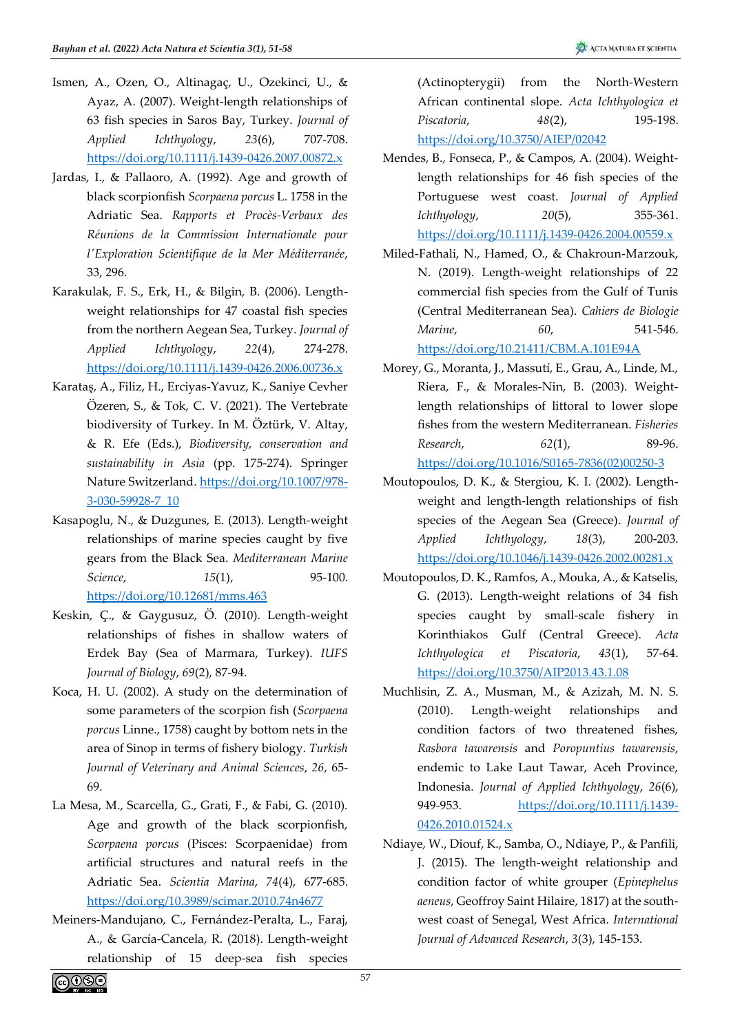Ismen, A., Ozen, O., Altinagaç, U., Ozekinci, U., & Ayaz, A. (2007). Weight-length relationships of 63 fish species in Saros Bay, Turkey. *Journal of Applied Ichthyology*, *23*(6), 707-708. https://doi.org/10.1111/j.1439-0426.2007.00872.x

Jardas, I., & Pallaoro, A. (1992). Age and growth of black scorpionfish *Scorpaena porcus* L. 1758 in the Adriatic Sea. *Rapports et Procès-Verbaux des Réunions de la Commission Internationale pour l'Exploration Scientifique de la Mer Méditerranée*, 33, 296.

Karakulak, F. S., Erk, H., & Bilgin, B. (2006). Length-weight relationships for 47 coastal fish species from the northern Aegean Sea, Turkey. *Journal of Applied Ichthyology*, *22*(4), 274-278. https://doi.org/10.1111/j.1439-0426.2006.00736.x

Karataş, A., Filiz, H., Erciyas-Yavuz, K., Saniye Cevher Özeren, S., & Tok, C. V. (2021). The Vertebrate biodiversity of Turkey. In M. Öztürk, V. Altay, & R. Efe (Eds.), *Biodiversity, conservation and sustainability in Asia* (pp. 175-274). Springer Nature Switzerland. https://doi.org/10.1007/978-3-030-59928-7_10

Kasapoglu, N., & Duzgunes, E. (2013). Length-weight relationships of marine species caught by five gears from the Black Sea. *Mediterranean Marine Science*, *15*(1), 95-100. https://doi.org/10.12681/mms.463

Keskin, Ç., & Gaygusuz, Ö. (2010). Length-weight relationships of fishes in shallow waters of Erdek Bay (Sea of Marmara, Turkey). *IUFS Journal of Biology*, *69*(2), 87-94.

Koca, H. U. (2002). A study on the determination of some parameters of the scorpion fish (*Scorpaena porcus* Linne., 1758) caught by bottom nets in the area of Sinop in terms of fishery biology. *Turkish Journal of Veterinary and Animal Sciences*, *26*, 65-69.

La Mesa, M., Scarcella, G., Grati, F., & Fabi, G. (2010). Age and growth of the black scorpionfish, *Scorpaena porcus* (Pisces: Scorpaenidae) from artificial structures and natural reefs in the Adriatic Sea. *Scientia Marina*, *74*(4), 677-685. https://doi.org/10.3989/scimar.2010.74n4677

Meiners-Mandujano, C., Fernández-Peralta, L., Faraj, A., & García-Cancela, R. (2018). Length-weight relationship of 15 deep-sea fish species (Actinopterygii) from the North-Western African continental slope. *Acta Ichthyologica et Piscatoria*, *48*(2), 195-198. https://doi.org/10.3750/AIEP/02042

Mendes, B., Fonseca, P., & Campos, A. (2004). Weight-length relationships for 46 fish species of the Portuguese west coast. *Journal of Applied Ichthyology*, *20*(5), 355-361. https://doi.org/10.1111/j.1439-0426.2004.00559.x

Miled-Fathali, N., Hamed, O., & Chakroun-Marzouk, N. (2019). Length-weight relationships of 22 commercial fish species from the Gulf of Tunis (Central Mediterranean Sea). *Cahiers de Biologie Marine*, *60*, 541-546. https://doi.org/10.21411/CBM.A.101E94A

Morey, G., Moranta, J., Massutí, E., Grau, A., Linde, M., Riera, F., & Morales-Nin, B. (2003). Weight-length relationships of littoral to lower slope fishes from the western Mediterranean. *Fisheries Research*, *62*(1), 89-96. https://doi.org/10.1016/S0165-7836(02)00250-3

Moutopoulos, D. K., & Stergiou, K. I. (2002). Length-weight and length-length relationships of fish species of the Aegean Sea (Greece). *Journal of Applied Ichthyology*, *18*(3), 200-203. https://doi.org/10.1046/j.1439-0426.2002.00281.x

Moutopoulos, D. K., Ramfos, A., Mouka, A., & Katselis, G. (2013). Length-weight relations of 34 fish species caught by small-scale fishery in Korinthiakos Gulf (Central Greece). *Acta Ichthyologica et Piscatoria*, *43*(1), 57-64. https://doi.org/10.3750/AIP2013.43.1.08

Muchlisin, Z. A., Musman, M., & Azizah, M. N. S. (2010). Length-weight relationships and condition factors of two threatened fishes, *Rasbora tawarensis* and *Poropuntius tawarensis*, endemic to Lake Laut Tawar, Aceh Province, Indonesia. *Journal of Applied Ichthyology*, *26*(6), 949-953. https://doi.org/10.1111/j.1439-0426.2010.01524.x

Ndiaye, W., Diouf, K., Samba, O., Ndiaye, P., & Panfili, J. (2015). The length-weight relationship and condition factor of white grouper (*Epinephelus aeneus*, Geoffroy Saint Hilaire, 1817) at the south-west coast of Senegal, West Africa. *International Journal of Advanced Research*, *3*(3), 145-153.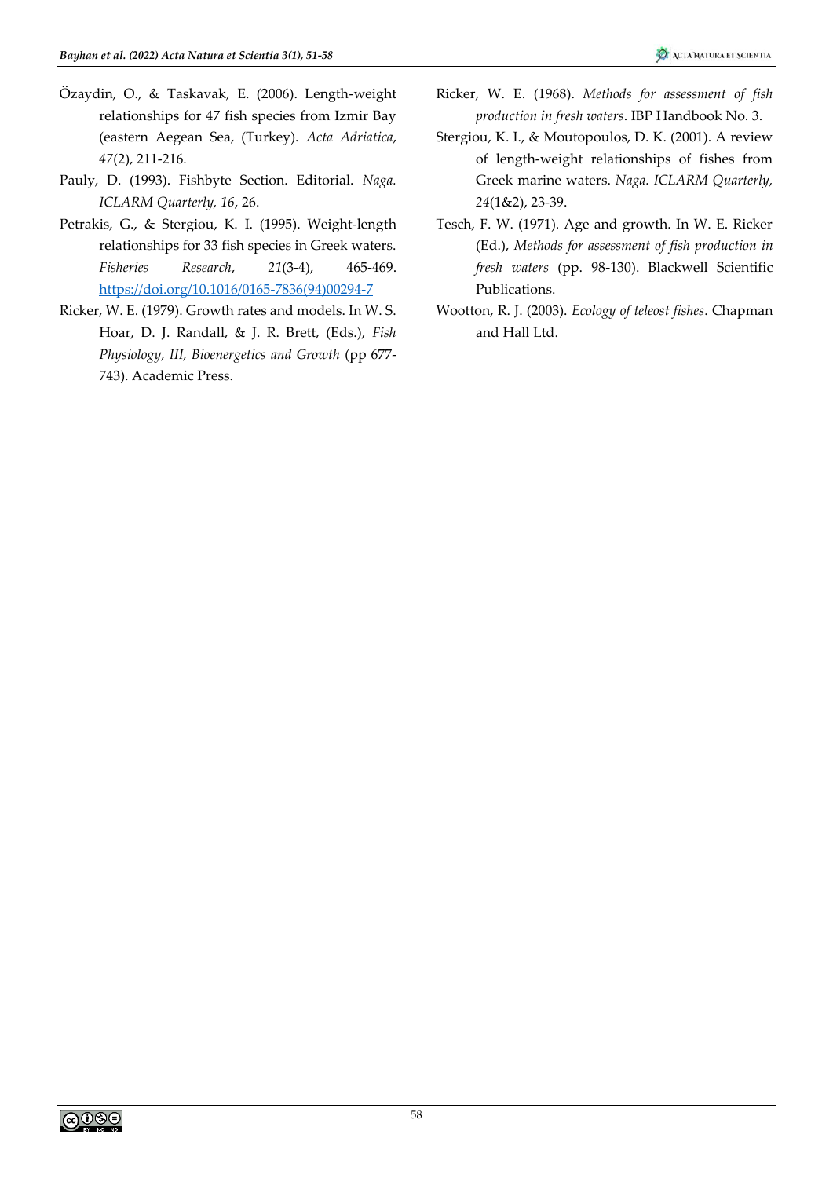Özaydin, O., & Taskavak, E. (2006). Length-weight relationships for 47 fish species from Izmir Bay (eastern Aegean Sea, (Turkey). *Acta Adriatica*, *47*(2), 211-216.

Pauly, D. (1993). Fishbyte Section. Editorial. *Naga. ICLARM Quarterly, 16*, 26.

Petrakis, G., & Stergiou, K. I. (1995). Weight-length relationships for 33 fish species in Greek waters. *Fisheries Research*, *21*(3-4), 465-469. https://doi.org/10.1016/0165-7836(94)00294-7

Ricker, W. E. (1979). Growth rates and models. In W. S. Hoar, D. J. Randall, & J. R. Brett, (Eds.), *Fish Physiology, III, Bioenergetics and Growth* (pp 677-743). Academic Press.

Ricker, W. E. (1968). *Methods for assessment of fish production in fresh waters*. IBP Handbook No. 3.

Stergiou, K. I., & Moutopoulos, D. K. (2001). A review of length-weight relationships of fishes from Greek marine waters. *Naga. ICLARM Quarterly*, *24*(1&2), 23-39.

Tesch, F. W. (1971). Age and growth. In W. E. Ricker (Ed.), *Methods for assessment of fish production in fresh waters* (pp. 98-130). Blackwell Scientific Publications.

Wootton, R. J. (2003). *Ecology of teleost fishes*. Chapman and Hall Ltd.